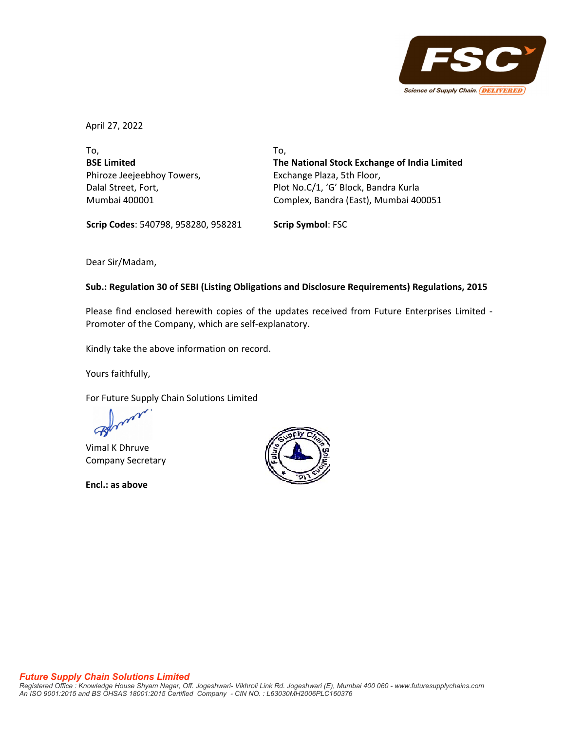April 27, 2022

To,
**BSE Limited**
Phiroze Jeejeebhoy Towers,
Dalal Street, Fort,
Mumbai 400001

**Scrip Codes**: 540798, 958280, 958281

To,
**The National Stock Exchange of India Limited**
Exchange Plaza, 5th Floor,
Plot No.C/1, 'G' Block, Bandra Kurla
Complex, Bandra (East), Mumbai 400051

**Scrip Symbol**: FSC

Dear Sir/Madam,

**Sub.: Regulation 30 of SEBI (Listing Obligations and Disclosure Requirements) Regulations, 2015**

Please find enclosed herewith copies of the updates received from Future Enterprises Limited - Promoter of the Company, which are self-explanatory.

Kindly take the above information on record.

Yours faithfully,

For Future Supply Chain Solutions Limited

Vimal K Dhruve
Company Secretary

**Encl.: as above**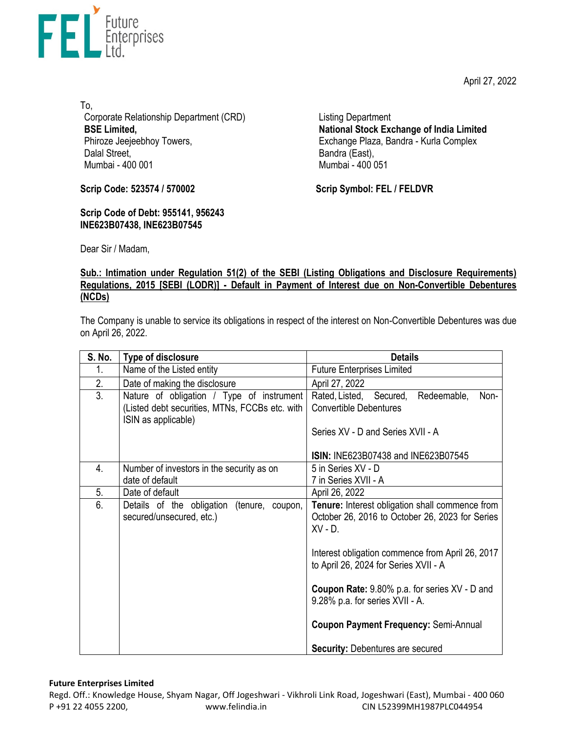April 27, 2022

To,

Corporate Relationship Department (CRD)
**BSE Limited,**
Phiroze Jeejeebhoy Towers,
Dalal Street,
Mumbai - 400 001

Listing Department
**National Stock Exchange of India Limited**
Exchange Plaza, Bandra - Kurla Complex
Bandra (East),
Mumbai - 400 051

**Scrip Code: 523574 / 570002**

**Scrip Symbol: FEL / FELDVR**

**Scrip Code of Debt: 955141, 956243**
**INE623B07438, INE623B07545**

Dear Sir / Madam,

**Sub.: Intimation under Regulation 51(2) of the SEBI (Listing Obligations and Disclosure Requirements) Regulations, 2015 [SEBI (LODR)] - Default in Payment of Interest due on Non-Convertible Debentures (NCDs)**

The Company is unable to service its obligations in respect of the interest on Non-Convertible Debentures was due on April 26, 2022.

| S. No. | Type of disclosure | Details |
|---|---|---|
| 1. | Name of the Listed entity | Future Enterprises Limited |
| 2. | Date of making the disclosure | April 27, 2022 |
| 3. | Nature of obligation / Type of instrument (Listed debt securities, MTNs, FCCBs etc. with ISIN as applicable) | Rated, Listed, Secured, Redeemable, Non-Convertible Debentures<br><br>Series XV - D and Series XVII - A<br><br>**ISIN:** INE623B07438 and INE623B07545 |
| 4. | Number of investors in the security as on date of default | 5 in Series XV - D<br>7 in Series XVII - A |
| 5. | Date of default | April 26, 2022 |
| 6. | Details of the obligation (tenure, coupon, secured/unsecured, etc.) | **Tenure:** Interest obligation shall commence from October 26, 2016 to October 26, 2023 for Series XV - D.<br><br>Interest obligation commence from April 26, 2017 to April 26, 2024 for Series XVII - A<br><br>**Coupon Rate:** 9.80% p.a. for series XV - D and 9.28% p.a. for series XVII - A.<br><br>**Coupon Payment Frequency:** Semi-Annual<br><br>**Security:** Debentures are secured |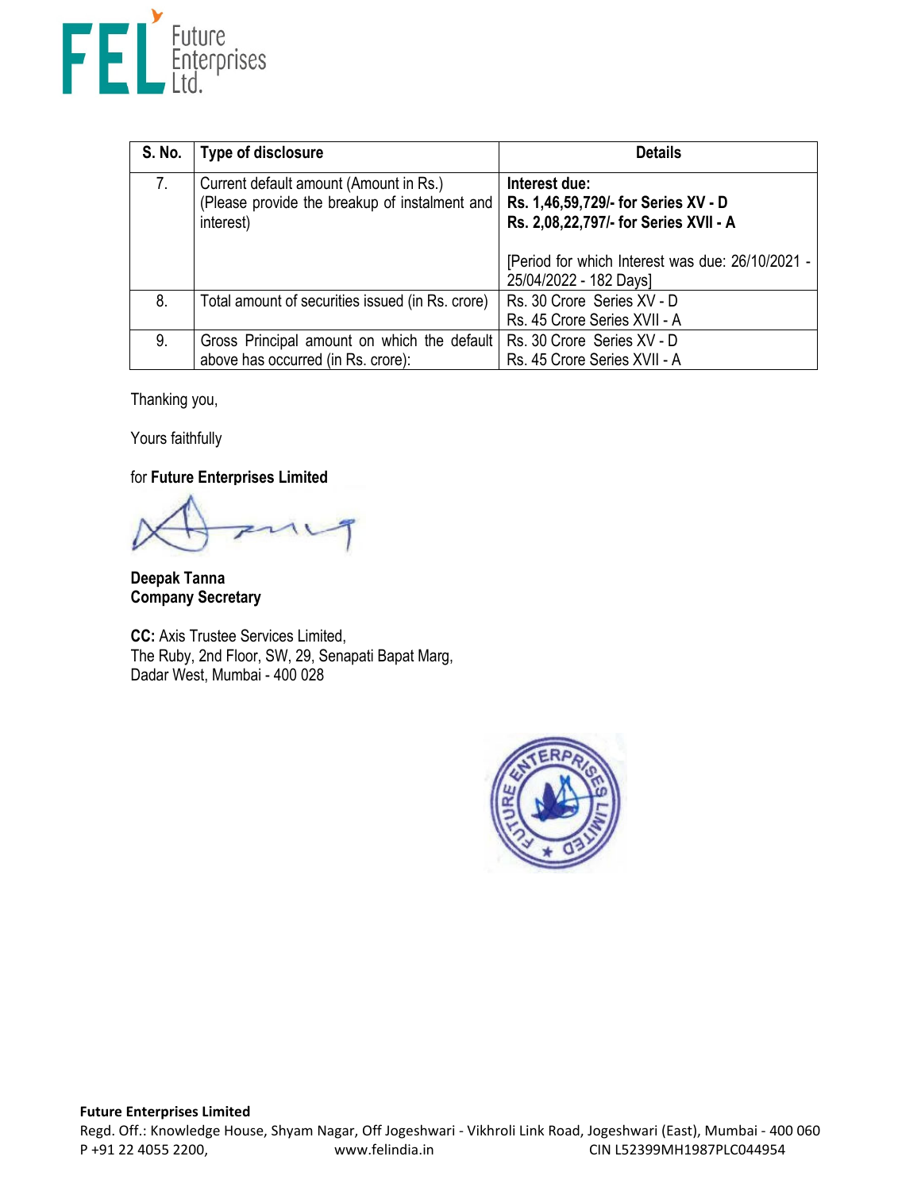| S. No. | Type of disclosure | Details |
|---|---|---|
| 7. | Current default amount (Amount in Rs.) (Please provide the breakup of instalment and interest) | **Interest due:**<br>**Rs. 1,46,59,729/- for Series XV - D**<br>**Rs. 2,08,22,797/- for Series XVII - A**<br><br>[Period for which Interest was due: 26/10/2021 - 25/04/2022 - 182 Days] |
| 8. | Total amount of securities issued (in Rs. crore) | Rs. 30 Crore Series XV - D<br>Rs. 45 Crore Series XVII - A |
| 9. | Gross Principal amount on which the default above has occurred (in Rs. crore): | Rs. 30 Crore Series XV - D<br>Rs. 45 Crore Series XVII - A |

Thanking you,

Yours faithfully

for **Future Enterprises Limited**

**Deepak Tanna**
**Company Secretary**

**CC:** Axis Trustee Services Limited,
The Ruby, 2nd Floor, SW, 29, Senapati Bapat Marg,
Dadar West, Mumbai - 400 028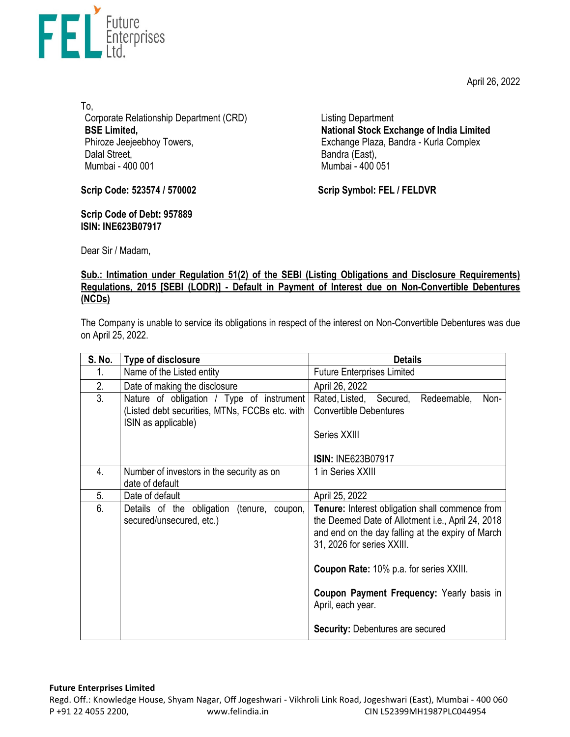April 26, 2022

To,

Corporate Relationship Department (CRD)
**BSE Limited,**
Phiroze Jeejeebhoy Towers,
Dalal Street,
Mumbai - 400 001

Listing Department
**National Stock Exchange of India Limited**
Exchange Plaza, Bandra - Kurla Complex
Bandra (East),
Mumbai - 400 051

**Scrip Code: 523574 / 570002**

**Scrip Symbol: FEL / FELDVR**

**Scrip Code of Debt: 957889**
**ISIN: INE623B07917**

Dear Sir / Madam,

**Sub.: Intimation under Regulation 51(2) of the SEBI (Listing Obligations and Disclosure Requirements) Regulations, 2015 [SEBI (LODR)] - Default in Payment of Interest due on Non-Convertible Debentures (NCDs)**

The Company is unable to service its obligations in respect of the interest on Non-Convertible Debentures was due on April 25, 2022.

| S. No. | Type of disclosure | Details |
|---|---|---|
| 1. | Name of the Listed entity | Future Enterprises Limited |
| 2. | Date of making the disclosure | April 26, 2022 |
| 3. | Nature of obligation / Type of instrument (Listed debt securities, MTNs, FCCBs etc. with ISIN as applicable) | Rated, Listed, Secured, Redeemable, Non-Convertible Debentures<br><br>Series XXIII<br><br>**ISIN:** INE623B07917 |
| 4. | Number of investors in the security as on date of default | 1 in Series XXIII |
| 5. | Date of default | April 25, 2022 |
| 6. | Details of the obligation (tenure, coupon, secured/unsecured, etc.) | **Tenure:** Interest obligation shall commence from the Deemed Date of Allotment i.e., April 24, 2018 and end on the day falling at the expiry of March 31, 2026 for series XXIII.<br><br>**Coupon Rate:** 10% p.a. for series XXIII.<br><br>**Coupon Payment Frequency:** Yearly basis in April, each year.<br><br>**Security:** Debentures are secured |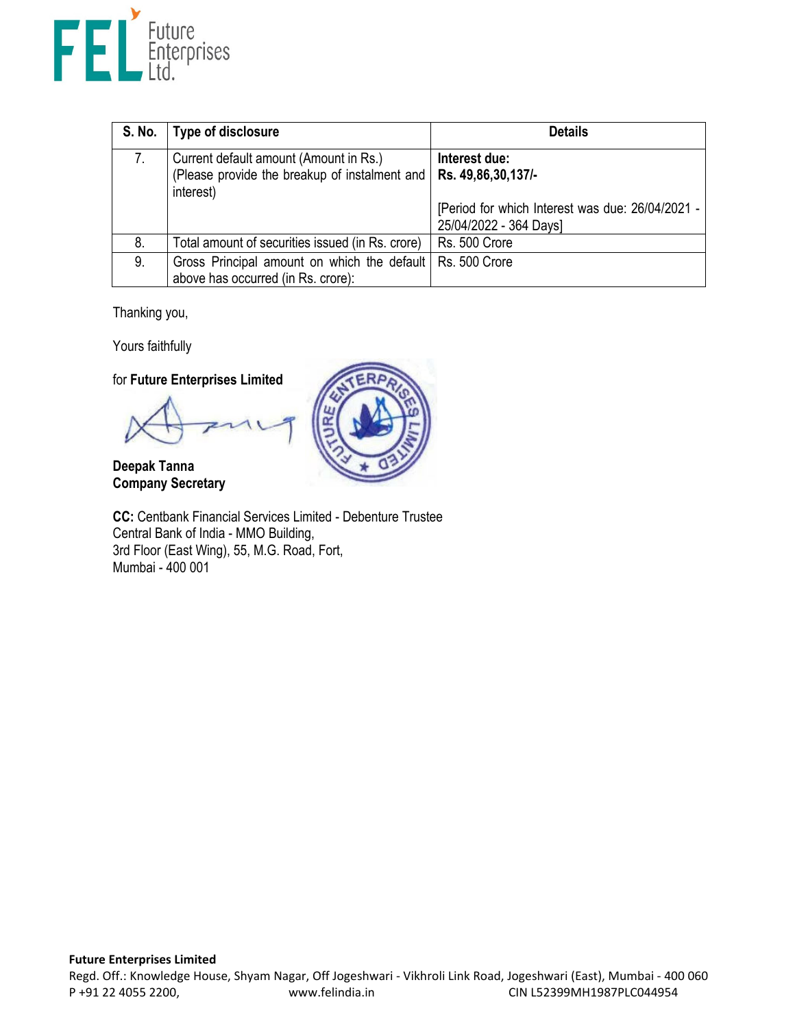| S. No. | Type of disclosure | Details |
|---|---|---|
| 7. | Current default amount (Amount in Rs.) (Please provide the breakup of instalment and interest) | **Interest due:** **Rs. 49,86,30,137/-** [Period for which Interest was due: 26/04/2021 - 25/04/2022 - 364 Days] |
| 8. | Total amount of securities issued (in Rs. crore) | Rs. 500 Crore |
| 9. | Gross Principal amount on which the default above has occurred (in Rs. crore): | Rs. 500 Crore |

Thanking you,

Yours faithfully

for **Future Enterprises Limited**

**Deepak Tanna**
**Company Secretary**

**CC:** Centbank Financial Services Limited - Debenture Trustee
Central Bank of India - MMO Building,
3rd Floor (East Wing), 55, M.G. Road, Fort,
Mumbai - 400 001

**Future Enterprises Limited**
Regd. Off.: Knowledge House, Shyam Nagar, Off Jogeshwari - Vikhroli Link Road, Jogeshwari (East), Mumbai - 400 060
P +91 22 4055 2200, www.felindia.in CIN L52399MH1987PLC044954